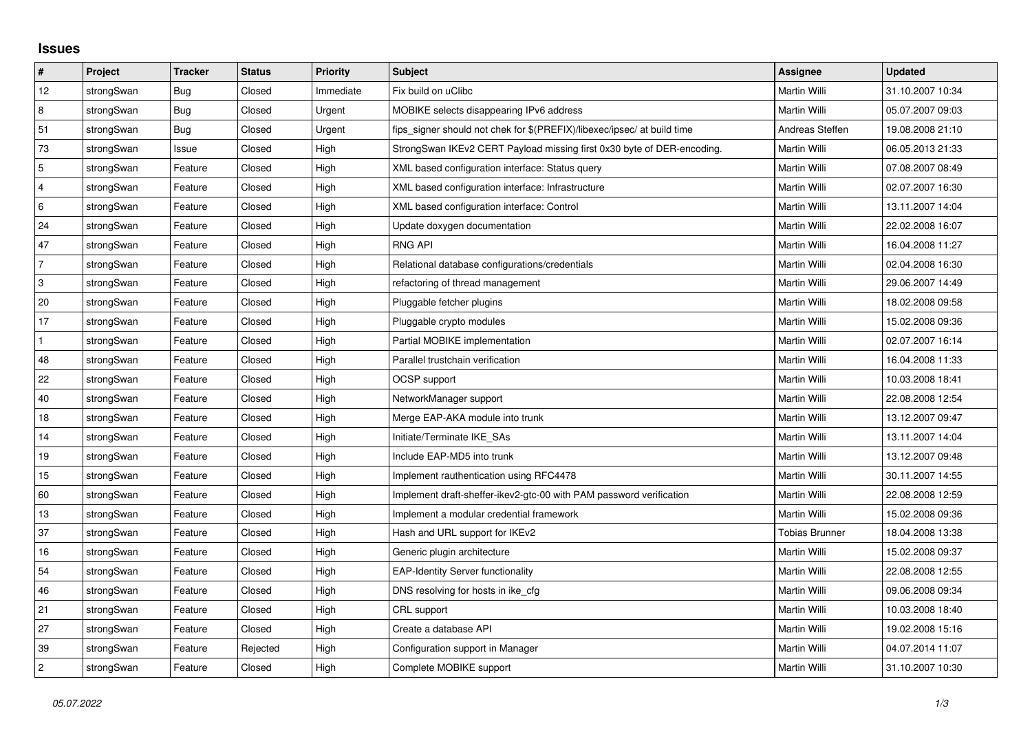## Issues

| # | Project | Tracker | Status | Priority | Subject | Assignee | Updated |
|---|---|---|---|---|---|---|---|
| 12 | strongSwan | Bug | Closed | Immediate | Fix build on uClibc | Martin Willi | 31.10.2007 10:34 |
| 8 | strongSwan | Bug | Closed | Urgent | MOBIKE selects disappearing IPv6 address | Martin Willi | 05.07.2007 09:03 |
| 51 | strongSwan | Bug | Closed | Urgent | fips_signer should not chek for $(PREFIX)/libexec/ipsec/ at build time | Andreas Steffen | 19.08.2008 21:10 |
| 73 | strongSwan | Issue | Closed | High | StrongSwan IKEv2 CERT Payload missing first 0x30 byte of DER-encoding. | Martin Willi | 06.05.2013 21:33 |
| 5 | strongSwan | Feature | Closed | High | XML based configuration interface: Status query | Martin Willi | 07.08.2007 08:49 |
| 4 | strongSwan | Feature | Closed | High | XML based configuration interface: Infrastructure | Martin Willi | 02.07.2007 16:30 |
| 6 | strongSwan | Feature | Closed | High | XML based configuration interface: Control | Martin Willi | 13.11.2007 14:04 |
| 24 | strongSwan | Feature | Closed | High | Update doxygen documentation | Martin Willi | 22.02.2008 16:07 |
| 47 | strongSwan | Feature | Closed | High | RNG API | Martin Willi | 16.04.2008 11:27 |
| 7 | strongSwan | Feature | Closed | High | Relational database configurations/credentials | Martin Willi | 02.04.2008 16:30 |
| 3 | strongSwan | Feature | Closed | High | refactoring of thread management | Martin Willi | 29.06.2007 14:49 |
| 20 | strongSwan | Feature | Closed | High | Pluggable fetcher plugins | Martin Willi | 18.02.2008 09:58 |
| 17 | strongSwan | Feature | Closed | High | Pluggable crypto modules | Martin Willi | 15.02.2008 09:36 |
| 1 | strongSwan | Feature | Closed | High | Partial MOBIKE implementation | Martin Willi | 02.07.2007 16:14 |
| 48 | strongSwan | Feature | Closed | High | Parallel trustchain verification | Martin Willi | 16.04.2008 11:33 |
| 22 | strongSwan | Feature | Closed | High | OCSP support | Martin Willi | 10.03.2008 18:41 |
| 40 | strongSwan | Feature | Closed | High | NetworkManager support | Martin Willi | 22.08.2008 12:54 |
| 18 | strongSwan | Feature | Closed | High | Merge EAP-AKA module into trunk | Martin Willi | 13.12.2007 09:47 |
| 14 | strongSwan | Feature | Closed | High | Initiate/Terminate IKE_SAs | Martin Willi | 13.11.2007 14:04 |
| 19 | strongSwan | Feature | Closed | High | Include EAP-MD5 into trunk | Martin Willi | 13.12.2007 09:48 |
| 15 | strongSwan | Feature | Closed | High | Implement rauthentication using RFC4478 | Martin Willi | 30.11.2007 14:55 |
| 60 | strongSwan | Feature | Closed | High | Implement draft-sheffer-ikev2-gtc-00 with PAM password verification | Martin Willi | 22.08.2008 12:59 |
| 13 | strongSwan | Feature | Closed | High | Implement a modular credential framework | Martin Willi | 15.02.2008 09:36 |
| 37 | strongSwan | Feature | Closed | High | Hash and URL support for IKEv2 | Tobias Brunner | 18.04.2008 13:38 |
| 16 | strongSwan | Feature | Closed | High | Generic plugin architecture | Martin Willi | 15.02.2008 09:37 |
| 54 | strongSwan | Feature | Closed | High | EAP-Identity Server functionality | Martin Willi | 22.08.2008 12:55 |
| 46 | strongSwan | Feature | Closed | High | DNS resolving for hosts in ike_cfg | Martin Willi | 09.06.2008 09:34 |
| 21 | strongSwan | Feature | Closed | High | CRL support | Martin Willi | 10.03.2008 18:40 |
| 27 | strongSwan | Feature | Closed | High | Create a database API | Martin Willi | 19.02.2008 15:16 |
| 39 | strongSwan | Feature | Rejected | High | Configuration support in Manager | Martin Willi | 04.07.2014 11:07 |
| 2 | strongSwan | Feature | Closed | High | Complete MOBIKE support | Martin Willi | 31.10.2007 10:30 |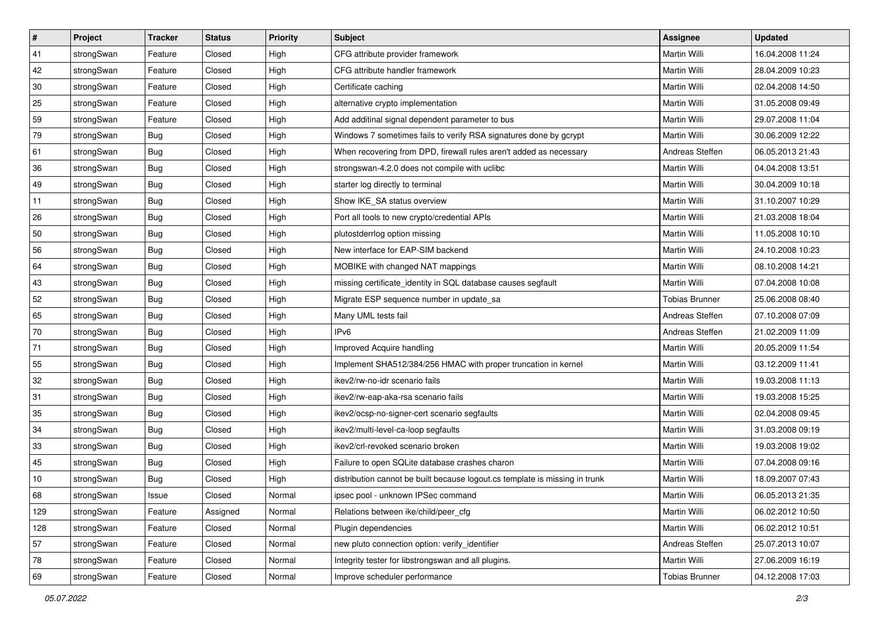| # | Project | Tracker | Status | Priority | Subject | Assignee | Updated |
|---|---|---|---|---|---|---|---|
| 41 | strongSwan | Feature | Closed | High | CFG attribute provider framework | Martin Willi | 16.04.2008 11:24 |
| 42 | strongSwan | Feature | Closed | High | CFG attribute handler framework | Martin Willi | 28.04.2009 10:23 |
| 30 | strongSwan | Feature | Closed | High | Certificate caching | Martin Willi | 02.04.2008 14:50 |
| 25 | strongSwan | Feature | Closed | High | alternative crypto implementation | Martin Willi | 31.05.2008 09:49 |
| 59 | strongSwan | Feature | Closed | High | Add additinal signal dependent parameter to bus | Martin Willi | 29.07.2008 11:04 |
| 79 | strongSwan | Bug | Closed | High | Windows 7 sometimes fails to verify RSA signatures done by gcrypt | Martin Willi | 30.06.2009 12:22 |
| 61 | strongSwan | Bug | Closed | High | When recovering from DPD, firewall rules aren't added as necessary | Andreas Steffen | 06.05.2013 21:43 |
| 36 | strongSwan | Bug | Closed | High | strongswan-4.2.0 does not compile with uclibc | Martin Willi | 04.04.2008 13:51 |
| 49 | strongSwan | Bug | Closed | High | starter log directly to terminal | Martin Willi | 30.04.2009 10:18 |
| 11 | strongSwan | Bug | Closed | High | Show IKE_SA status overview | Martin Willi | 31.10.2007 10:29 |
| 26 | strongSwan | Bug | Closed | High | Port all tools to new crypto/credential APIs | Martin Willi | 21.03.2008 18:04 |
| 50 | strongSwan | Bug | Closed | High | plutostderrlog option missing | Martin Willi | 11.05.2008 10:10 |
| 56 | strongSwan | Bug | Closed | High | New interface for EAP-SIM backend | Martin Willi | 24.10.2008 10:23 |
| 64 | strongSwan | Bug | Closed | High | MOBIKE with changed NAT mappings | Martin Willi | 08.10.2008 14:21 |
| 43 | strongSwan | Bug | Closed | High | missing certificate_identity in SQL database causes segfault | Martin Willi | 07.04.2008 10:08 |
| 52 | strongSwan | Bug | Closed | High | Migrate ESP sequence number in update_sa | Tobias Brunner | 25.06.2008 08:40 |
| 65 | strongSwan | Bug | Closed | High | Many UML tests fail | Andreas Steffen | 07.10.2008 07:09 |
| 70 | strongSwan | Bug | Closed | High | IPv6 | Andreas Steffen | 21.02.2009 11:09 |
| 71 | strongSwan | Bug | Closed | High | Improved Acquire handling | Martin Willi | 20.05.2009 11:54 |
| 55 | strongSwan | Bug | Closed | High | Implement SHA512/384/256 HMAC with proper truncation in kernel | Martin Willi | 03.12.2009 11:41 |
| 32 | strongSwan | Bug | Closed | High | ikev2/rw-no-idr scenario fails | Martin Willi | 19.03.2008 11:13 |
| 31 | strongSwan | Bug | Closed | High | ikev2/rw-eap-aka-rsa scenario fails | Martin Willi | 19.03.2008 15:25 |
| 35 | strongSwan | Bug | Closed | High | ikev2/ocsp-no-signer-cert scenario segfaults | Martin Willi | 02.04.2008 09:45 |
| 34 | strongSwan | Bug | Closed | High | ikev2/multi-level-ca-loop segfaults | Martin Willi | 31.03.2008 09:19 |
| 33 | strongSwan | Bug | Closed | High | ikev2/crl-revoked scenario broken | Martin Willi | 19.03.2008 19:02 |
| 45 | strongSwan | Bug | Closed | High | Failure to open SQLite database crashes charon | Martin Willi | 07.04.2008 09:16 |
| 10 | strongSwan | Bug | Closed | High | distribution cannot be built because logout.cs template is missing in trunk | Martin Willi | 18.09.2007 07:43 |
| 68 | strongSwan | Issue | Closed | Normal | ipsec pool - unknown IPSec command | Martin Willi | 06.05.2013 21:35 |
| 129 | strongSwan | Feature | Assigned | Normal | Relations between ike/child/peer_cfg | Martin Willi | 06.02.2012 10:50 |
| 128 | strongSwan | Feature | Closed | Normal | Plugin dependencies | Martin Willi | 06.02.2012 10:51 |
| 57 | strongSwan | Feature | Closed | Normal | new pluto connection option: verify_identifier | Andreas Steffen | 25.07.2013 10:07 |
| 78 | strongSwan | Feature | Closed | Normal | Integrity tester for libstrongswan and all plugins. | Martin Willi | 27.06.2009 16:19 |
| 69 | strongSwan | Feature | Closed | Normal | Improve scheduler performance | Tobias Brunner | 04.12.2008 17:03 |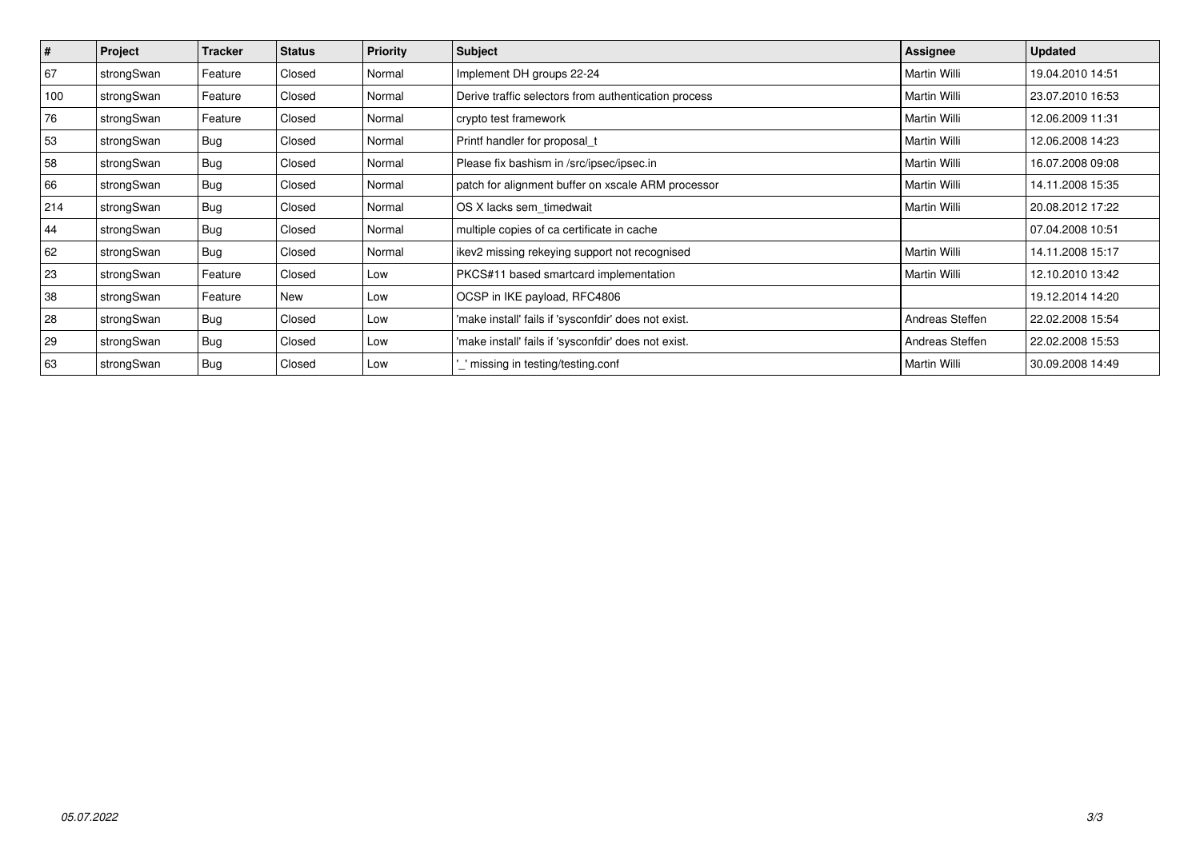| # | Project | Tracker | Status | Priority | Subject | Assignee | Updated |
|---|---|---|---|---|---|---|---|
| 67 | strongSwan | Feature | Closed | Normal | Implement DH groups 22-24 | Martin Willi | 19.04.2010 14:51 |
| 100 | strongSwan | Feature | Closed | Normal | Derive traffic selectors from authentication process | Martin Willi | 23.07.2010 16:53 |
| 76 | strongSwan | Feature | Closed | Normal | crypto test framework | Martin Willi | 12.06.2009 11:31 |
| 53 | strongSwan | Bug | Closed | Normal | Printf handler for proposal_t | Martin Willi | 12.06.2008 14:23 |
| 58 | strongSwan | Bug | Closed | Normal | Please fix bashism in /src/ipsec/ipsec.in | Martin Willi | 16.07.2008 09:08 |
| 66 | strongSwan | Bug | Closed | Normal | patch for alignment buffer on xscale ARM processor | Martin Willi | 14.11.2008 15:35 |
| 214 | strongSwan | Bug | Closed | Normal | OS X lacks sem_timedwait | Martin Willi | 20.08.2012 17:22 |
| 44 | strongSwan | Bug | Closed | Normal | multiple copies of ca certificate in cache | | 07.04.2008 10:51 |
| 62 | strongSwan | Bug | Closed | Normal | ikev2 missing rekeying support not recognised | Martin Willi | 14.11.2008 15:17 |
| 23 | strongSwan | Feature | Closed | Low | PKCS#11 based smartcard implementation | Martin Willi | 12.10.2010 13:42 |
| 38 | strongSwan | Feature | New | Low | OCSP in IKE payload, RFC4806 | | 19.12.2014 14:20 |
| 28 | strongSwan | Bug | Closed | Low | 'make install' fails if 'sysconfdir' does not exist. | Andreas Steffen | 22.02.2008 15:54 |
| 29 | strongSwan | Bug | Closed | Low | 'make install' fails if 'sysconfdir' does not exist. | Andreas Steffen | 22.02.2008 15:53 |
| 63 | strongSwan | Bug | Closed | Low | '_' missing in testing/testing.conf | Martin Willi | 30.09.2008 14:49 |

*05.07.2022*